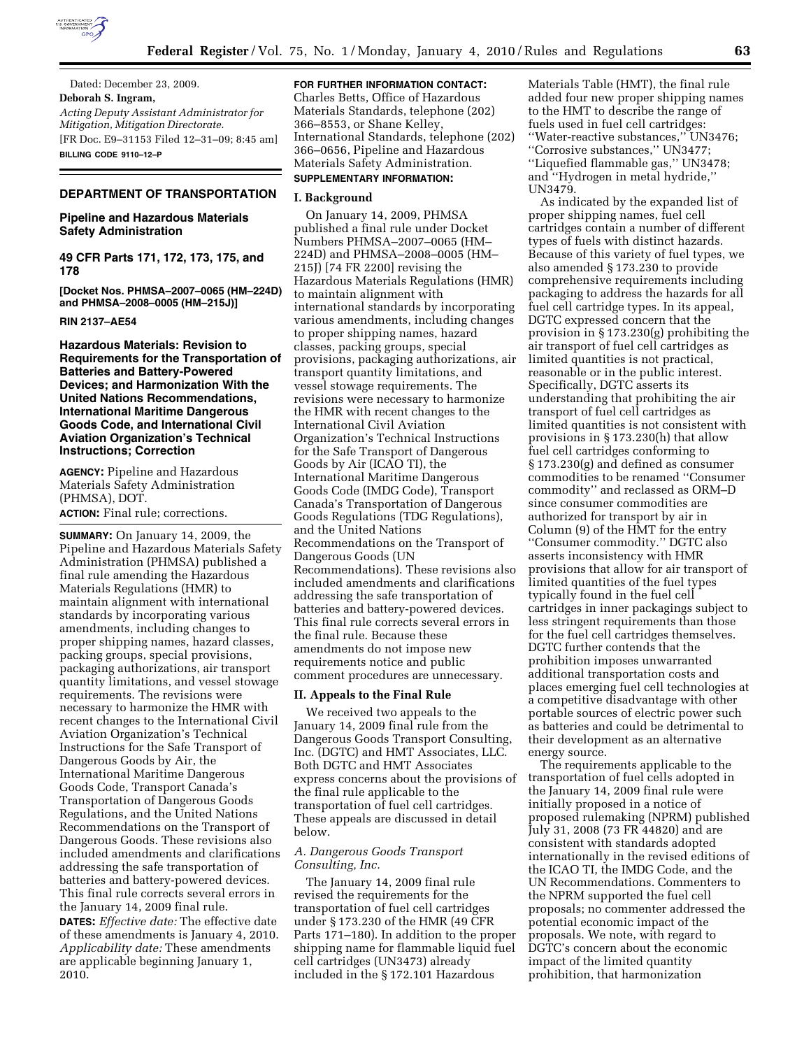Dated: December 23, 2009.

**Deborah S. Ingram,**

*Acting Deputy Assistant Administrator for Mitigation, Mitigation Directorate.*

[FR Doc. E9–31153 Filed 12–31–09; 8:45 am]

**BILLING CODE 9110–12–P**

## DEPARTMENT OF TRANSPORTATION

### Pipeline and Hazardous Materials Safety Administration

### 49 CFR Parts 171, 172, 173, 175, and 178

**[Docket Nos. PHMSA–2007–0065 (HM–224D) and PHMSA–2008–0005 (HM–215J)]**

**RIN 2137–AE54**

### Hazardous Materials: Revision to Requirements for the Transportation of Batteries and Battery-Powered Devices; and Harmonization With the United Nations Recommendations, International Maritime Dangerous Goods Code, and International Civil Aviation Organization's Technical Instructions; Correction

**AGENCY:** Pipeline and Hazardous Materials Safety Administration (PHMSA), DOT.

**ACTION:** Final rule; corrections.

**SUMMARY:** On January 14, 2009, the Pipeline and Hazardous Materials Safety Administration (PHMSA) published a final rule amending the Hazardous Materials Regulations (HMR) to maintain alignment with international standards by incorporating various amendments, including changes to proper shipping names, hazard classes, packing groups, special provisions, packaging authorizations, air transport quantity limitations, and vessel stowage requirements. The revisions were necessary to harmonize the HMR with recent changes to the International Civil Aviation Organization's Technical Instructions for the Safe Transport of Dangerous Goods by Air, the International Maritime Dangerous Goods Code, Transport Canada's Transportation of Dangerous Goods Regulations, and the United Nations Recommendations on the Transport of Dangerous Goods. These revisions also included amendments and clarifications addressing the safe transportation of batteries and battery-powered devices. This final rule corrects several errors in the January 14, 2009 final rule.

**DATES:** *Effective date:* The effective date of these amendments is January 4, 2010. *Applicability date:* These amendments are applicable beginning January 1, 2010.

**FOR FURTHER INFORMATION CONTACT:** Charles Betts, Office of Hazardous Materials Standards, telephone (202) 366–8553, or Shane Kelley, International Standards, telephone (202) 366–0656, Pipeline and Hazardous Materials Safety Administration.

**SUPPLEMENTARY INFORMATION:**

**I. Background**

On January 14, 2009, PHMSA published a final rule under Docket Numbers PHMSA–2007–0065 (HM–224D) and PHMSA–2008–0005 (HM–215J) [74 FR 2200] revising the Hazardous Materials Regulations (HMR) to maintain alignment with international standards by incorporating various amendments, including changes to proper shipping names, hazard classes, packing groups, special provisions, packaging authorizations, air transport quantity limitations, and vessel stowage requirements. The revisions were necessary to harmonize the HMR with recent changes to the International Civil Aviation Organization's Technical Instructions for the Safe Transport of Dangerous Goods by Air (ICAO TI), the International Maritime Dangerous Goods Code (IMDG Code), Transport Canada's Transportation of Dangerous Goods Regulations (TDG Regulations), and the United Nations Recommendations on the Transport of Dangerous Goods (UN Recommendations). These revisions also included amendments and clarifications addressing the safe transportation of batteries and battery-powered devices. This final rule corrects several errors in the final rule. Because these amendments do not impose new requirements notice and public comment procedures are unnecessary.

**II. Appeals to the Final Rule**

We received two appeals to the January 14, 2009 final rule from the Dangerous Goods Transport Consulting, Inc. (DGTC) and HMT Associates, LLC. Both DGTC and HMT Associates express concerns about the provisions of the final rule applicable to the transportation of fuel cell cartridges. These appeals are discussed in detail below.

*A. Dangerous Goods Transport Consulting, Inc.*

The January 14, 2009 final rule revised the requirements for the transportation of fuel cell cartridges under § 173.230 of the HMR (49 CFR Parts 171–180). In addition to the proper shipping name for flammable liquid fuel cell cartridges (UN3473) already included in the § 172.101 Hazardous Materials Table (HMT), the final rule added four new proper shipping names to the HMT to describe the range of fuels used in fuel cell cartridges: ''Water-reactive substances,'' UN3476; ''Corrosive substances,'' UN3477; ''Liquefied flammable gas,'' UN3478; and ''Hydrogen in metal hydride,'' UN3479.

As indicated by the expanded list of proper shipping names, fuel cell cartridges contain a number of different types of fuels with distinct hazards. Because of this variety of fuel types, we also amended § 173.230 to provide comprehensive requirements including packaging to address the hazards for all fuel cell cartridge types. In its appeal, DGTC expressed concern that the provision in § 173.230(g) prohibiting the air transport of fuel cell cartridges as limited quantities is not practical, reasonable or in the public interest. Specifically, DGTC asserts its understanding that prohibiting the air transport of fuel cell cartridges as limited quantities is not consistent with provisions in § 173.230(h) that allow fuel cell cartridges conforming to § 173.230(g) and defined as consumer commodities to be renamed ''Consumer commodity'' and reclassed as ORM–D since consumer commodities are authorized for transport by air in Column (9) of the HMT for the entry ''Consumer commodity.'' DGTC also asserts inconsistency with HMR provisions that allow for air transport of limited quantities of the fuel types typically found in the fuel cell cartridges in inner packagings subject to less stringent requirements than those for the fuel cell cartridges themselves. DGTC further contends that the prohibition imposes unwarranted additional transportation costs and places emerging fuel cell technologies at a competitive disadvantage with other portable sources of electric power such as batteries and could be detrimental to their development as an alternative energy source.

The requirements applicable to the transportation of fuel cells adopted in the January 14, 2009 final rule were initially proposed in a notice of proposed rulemaking (NPRM) published July 31, 2008 (73 FR 44820) and are consistent with standards adopted internationally in the revised editions of the ICAO TI, the IMDG Code, and the UN Recommendations. Commenters to the NPRM supported the fuel cell proposals; no commenter addressed the potential economic impact of the proposals. We note, with regard to DGTC's concern about the economic impact of the limited quantity prohibition, that harmonization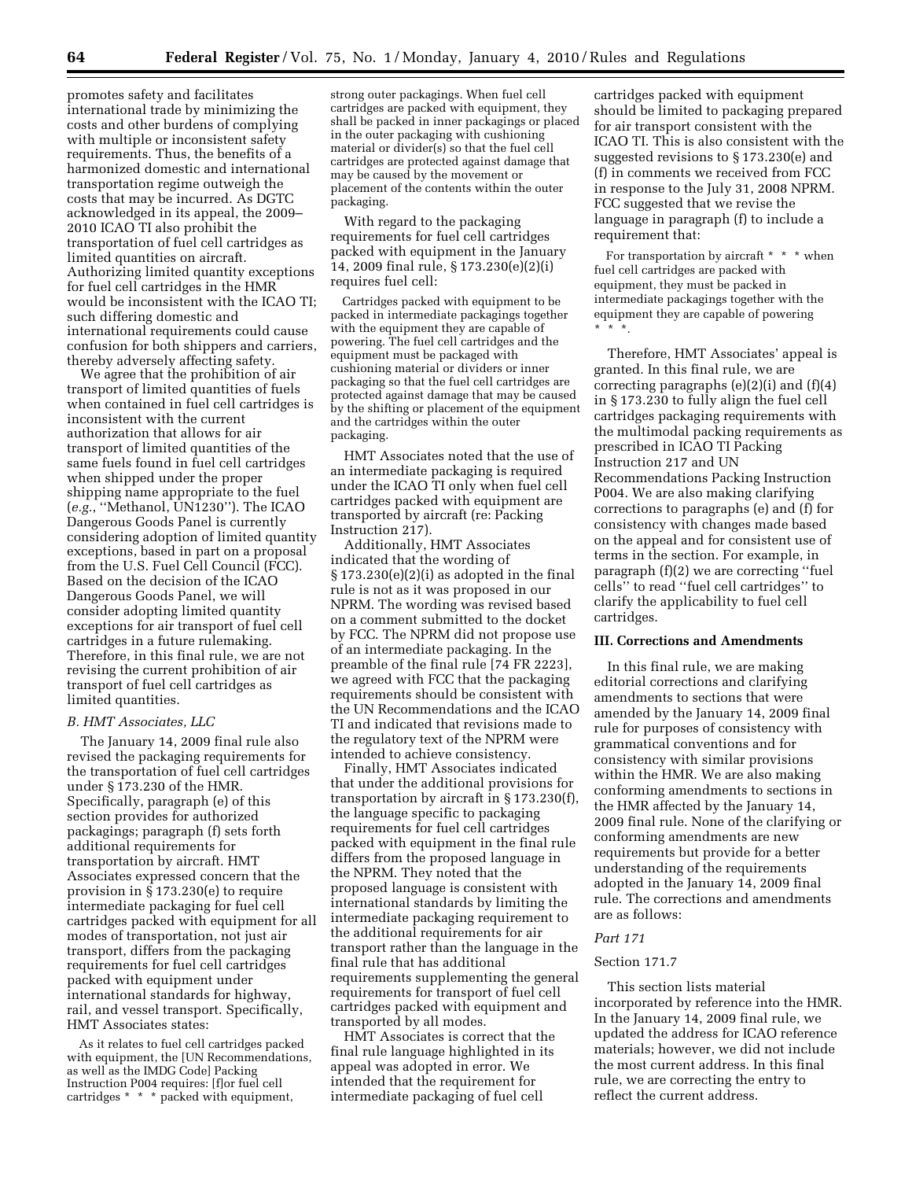promotes safety and facilitates international trade by minimizing the costs and other burdens of complying with multiple or inconsistent safety requirements. Thus, the benefits of a harmonized domestic and international transportation regime outweigh the costs that may be incurred. As DGTC acknowledged in its appeal, the 2009–2010 ICAO TI also prohibit the transportation of fuel cell cartridges as limited quantities on aircraft. Authorizing limited quantity exceptions for fuel cell cartridges in the HMR would be inconsistent with the ICAO TI; such differing domestic and international requirements could cause confusion for both shippers and carriers, thereby adversely affecting safety.

We agree that the prohibition of air transport of limited quantities of fuels when contained in fuel cell cartridges is inconsistent with the current authorization that allows for air transport of limited quantities of the same fuels found in fuel cell cartridges when shipped under the proper shipping name appropriate to the fuel (*e.g.*, ''Methanol, UN1230''). The ICAO Dangerous Goods Panel is currently considering adoption of limited quantity exceptions, based in part on a proposal from the U.S. Fuel Cell Council (FCC). Based on the decision of the ICAO Dangerous Goods Panel, we will consider adopting limited quantity exceptions for air transport of fuel cell cartridges in a future rulemaking. Therefore, in this final rule, we are not revising the current prohibition of air transport of fuel cell cartridges as limited quantities.

### *B. HMT Associates, LLC*

The January 14, 2009 final rule also revised the packaging requirements for the transportation of fuel cell cartridges under § 173.230 of the HMR. Specifically, paragraph (e) of this section provides for authorized packagings; paragraph (f) sets forth additional requirements for transportation by aircraft. HMT Associates expressed concern that the provision in § 173.230(e) to require intermediate packaging for fuel cell cartridges packed with equipment for all modes of transportation, not just air transport, differs from the packaging requirements for fuel cell cartridges packed with equipment under international standards for highway, rail, and vessel transport. Specifically, HMT Associates states:

> As it relates to fuel cell cartridges packed with equipment, the [UN Recommendations, as well as the IMDG Code] Packing Instruction P004 requires: [f]or fuel cell cartridges * * * packed with equipment, strong outer packagings. When fuel cell cartridges are packed with equipment, they shall be packed in inner packagings or placed in the outer packaging with cushioning material or divider(s) so that the fuel cell cartridges are protected against damage that may be caused by the movement or placement of the contents within the outer packaging.

With regard to the packaging requirements for fuel cell cartridges packed with equipment in the January 14, 2009 final rule, § 173.230(e)(2)(i) requires fuel cell:

> Cartridges packed with equipment to be packed in intermediate packagings together with the equipment they are capable of powering. The fuel cell cartridges and the equipment must be packaged with cushioning material or dividers or inner packaging so that the fuel cell cartridges are protected against damage that may be caused by the shifting or placement of the equipment and the cartridges within the outer packaging.

HMT Associates noted that the use of an intermediate packaging is required under the ICAO TI only when fuel cell cartridges packed with equipment are transported by aircraft (re: Packing Instruction 217).

Additionally, HMT Associates indicated that the wording of § 173.230(e)(2)(i) as adopted in the final rule is not as it was proposed in our NPRM. The wording was revised based on a comment submitted to the docket by FCC. The NPRM did not propose use of an intermediate packaging. In the preamble of the final rule [74 FR 2223], we agreed with FCC that the packaging requirements should be consistent with the UN Recommendations and the ICAO TI and indicated that revisions made to the regulatory text of the NPRM were intended to achieve consistency.

Finally, HMT Associates indicated that under the additional provisions for transportation by aircraft in § 173.230(f), the language specific to packaging requirements for fuel cell cartridges packed with equipment in the final rule differs from the proposed language in the NPRM. They noted that the proposed language is consistent with international standards by limiting the intermediate packaging requirement to the additional requirements for air transport rather than the language in the final rule that has additional requirements supplementing the general requirements for transport of fuel cell cartridges packed with equipment and transported by all modes.

HMT Associates is correct that the final rule language highlighted in its appeal was adopted in error. We intended that the requirement for intermediate packaging of fuel cell cartridges packed with equipment should be limited to packaging prepared for air transport consistent with the ICAO TI. This is also consistent with the suggested revisions to § 173.230(e) and (f) in comments we received from FCC in response to the July 31, 2008 NPRM. FCC suggested that we revise the language in paragraph (f) to include a requirement that:

> For transportation by aircraft * * * when fuel cell cartridges are packed with equipment, they must be packed in intermediate packagings together with the equipment they are capable of powering * * *.

Therefore, HMT Associates' appeal is granted. In this final rule, we are correcting paragraphs (e)(2)(i) and (f)(4) in § 173.230 to fully align the fuel cell cartridges packaging requirements with the multimodal packing requirements as prescribed in ICAO TI Packing Instruction 217 and UN Recommendations Packing Instruction P004. We are also making clarifying corrections to paragraphs (e) and (f) for consistency with changes made based on the appeal and for consistent use of terms in the section. For example, in paragraph (f)(2) we are correcting ''fuel cells'' to read ''fuel cell cartridges'' to clarify the applicability to fuel cell cartridges.

## III. Corrections and Amendments

In this final rule, we are making editorial corrections and clarifying amendments to sections that were amended by the January 14, 2009 final rule for purposes of consistency with grammatical conventions and for consistency with similar provisions within the HMR. We are also making conforming amendments to sections in the HMR affected by the January 14, 2009 final rule. None of the clarifying or conforming amendments are new requirements but provide for a better understanding of the requirements adopted in the January 14, 2009 final rule. The corrections and amendments are as follows:

### *Part 171*

#### Section 171.7

This section lists material incorporated by reference into the HMR. In the January 14, 2009 final rule, we updated the address for ICAO reference materials; however, we did not include the most current address. In this final rule, we are correcting the entry to reflect the current address.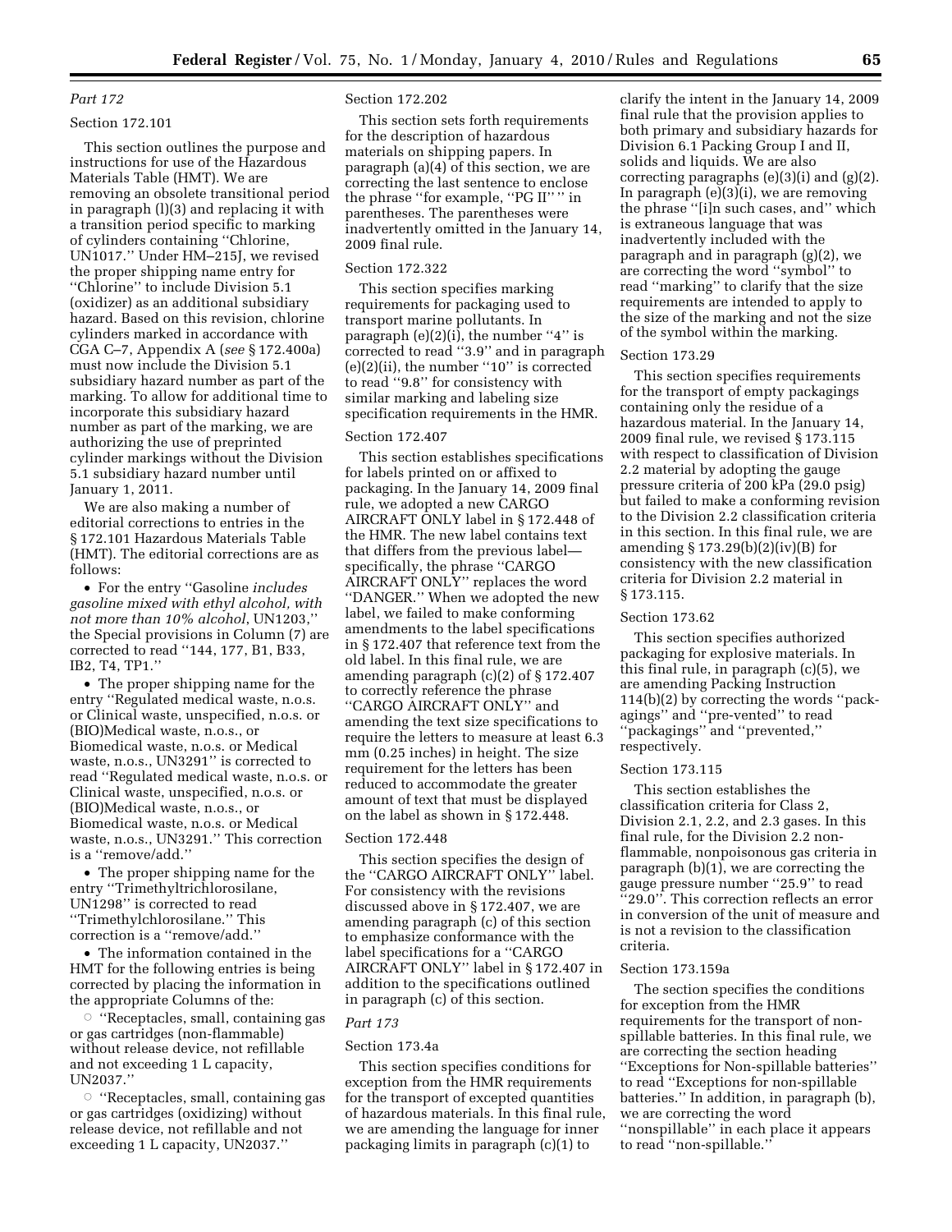*Part 172*

Section 172.101

This section outlines the purpose and instructions for use of the Hazardous Materials Table (HMT). We are removing an obsolete transitional period in paragraph (l)(3) and replacing it with a transition period specific to marking of cylinders containing ''Chlorine, UN1017.'' Under HM–215J, we revised the proper shipping name entry for ''Chlorine'' to include Division 5.1 (oxidizer) as an additional subsidiary hazard. Based on this revision, chlorine cylinders marked in accordance with CGA C–7, Appendix A (*see* § 172.400a) must now include the Division 5.1 subsidiary hazard number as part of the marking. To allow for additional time to incorporate this subsidiary hazard number as part of the marking, we are authorizing the use of preprinted cylinder markings without the Division 5.1 subsidiary hazard number until January 1, 2011.

We are also making a number of editorial corrections to entries in the § 172.101 Hazardous Materials Table (HMT). The editorial corrections are as follows:

- For the entry ''Gasoline *includes gasoline mixed with ethyl alcohol, with not more than 10% alcohol*, UN1203,'' the Special provisions in Column (7) are corrected to read ''144, 177, B1, B33, IB2, T4, TP1.''
- The proper shipping name for the entry ''Regulated medical waste, n.o.s. or Clinical waste, unspecified, n.o.s. or (BIO)Medical waste, n.o.s., or Biomedical waste, n.o.s. or Medical waste, n.o.s., UN3291'' is corrected to read ''Regulated medical waste, n.o.s. or Clinical waste, unspecified, n.o.s. or (BIO)Medical waste, n.o.s., or Biomedical waste, n.o.s. or Medical waste, n.o.s., UN3291.'' This correction is a ''remove/add.''
- The proper shipping name for the entry ''Trimethyltrichlorosilane, UN1298'' is corrected to read ''Trimethylchlorosilane.'' This correction is a ''remove/add.''
- The information contained in the HMT for the following entries is being corrected by placing the information in the appropriate Columns of the:
  - ''Receptacles, small, containing gas or gas cartridges (non-flammable) without release device, not refillable and not exceeding 1 L capacity, UN2037.''
  - ''Receptacles, small, containing gas or gas cartridges (oxidizing) without release device, not refillable and not exceeding 1 L capacity, UN2037.''

Section 172.202

This section sets forth requirements for the description of hazardous materials on shipping papers. In paragraph (a)(4) of this section, we are correcting the last sentence to enclose the phrase ''for example, ''PG II'' '' in parentheses. The parentheses were inadvertently omitted in the January 14, 2009 final rule.

Section 172.322

This section specifies marking requirements for packaging used to transport marine pollutants. In paragraph (e)(2)(i), the number ''4'' is corrected to read ''3.9'' and in paragraph (e)(2)(ii), the number ''10'' is corrected to read ''9.8'' for consistency with similar marking and labeling size specification requirements in the HMR.

Section 172.407

This section establishes specifications for labels printed on or affixed to packaging. In the January 14, 2009 final rule, we adopted a new CARGO AIRCRAFT ONLY label in § 172.448 of the HMR. The new label contains text that differs from the previous label—specifically, the phrase ''CARGO AIRCRAFT ONLY'' replaces the word ''DANGER.'' When we adopted the new label, we failed to make conforming amendments to the label specifications in § 172.407 that reference text from the old label. In this final rule, we are amending paragraph (c)(2) of § 172.407 to correctly reference the phrase ''CARGO AIRCRAFT ONLY'' and amending the text size specifications to require the letters to measure at least 6.3 mm (0.25 inches) in height. The size requirement for the letters has been reduced to accommodate the greater amount of text that must be displayed on the label as shown in § 172.448.

Section 172.448

This section specifies the design of the ''CARGO AIRCRAFT ONLY'' label. For consistency with the revisions discussed above in § 172.407, we are amending paragraph (c) of this section to emphasize conformance with the label specifications for a ''CARGO AIRCRAFT ONLY'' label in § 172.407 in addition to the specifications outlined in paragraph (c) of this section.

*Part 173*

Section 173.4a

This section specifies conditions for exception from the HMR requirements for the transport of excepted quantities of hazardous materials. In this final rule, we are amending the language for inner packaging limits in paragraph (c)(1) to clarify the intent in the January 14, 2009 final rule that the provision applies to both primary and subsidiary hazards for Division 6.1 Packing Group I and II, solids and liquids. We are also correcting paragraphs (e)(3)(i) and (g)(2). In paragraph (e)(3)(i), we are removing the phrase ''[i]n such cases, and'' which is extraneous language that was inadvertently included with the paragraph and in paragraph (g)(2), we are correcting the word ''symbol'' to read ''marking'' to clarify that the size requirements are intended to apply to the size of the marking and not the size of the symbol within the marking.

Section 173.29

This section specifies requirements for the transport of empty packagings containing only the residue of a hazardous material. In the January 14, 2009 final rule, we revised § 173.115 with respect to classification of Division 2.2 material by adopting the gauge pressure criteria of 200 kPa (29.0 psig) but failed to make a conforming revision to the Division 2.2 classification criteria in this section. In this final rule, we are amending § 173.29(b)(2)(iv)(B) for consistency with the new classification criteria for Division 2.2 material in § 173.115.

Section 173.62

This section specifies authorized packaging for explosive materials. In this final rule, in paragraph (c)(5), we are amending Packing Instruction 114(b)(2) by correcting the words ''pack-agings'' and ''pre-vented'' to read ''packagings'' and ''prevented,'' respectively.

Section 173.115

This section establishes the classification criteria for Class 2, Division 2.1, 2.2, and 2.3 gases. In this final rule, for the Division 2.2 non-flammable, nonpoisonous gas criteria in paragraph (b)(1), we are correcting the gauge pressure number ''25.9'' to read ''29.0''. This correction reflects an error in conversion of the unit of measure and is not a revision to the classification criteria.

Section 173.159a

The section specifies the conditions for exception from the HMR requirements for the transport of non-spillable batteries. In this final rule, we are correcting the section heading ''Exceptions for Non-spillable batteries'' to read ''Exceptions for non-spillable batteries.'' In addition, in paragraph (b), we are correcting the word ''nonspillable'' in each place it appears to read ''non-spillable.''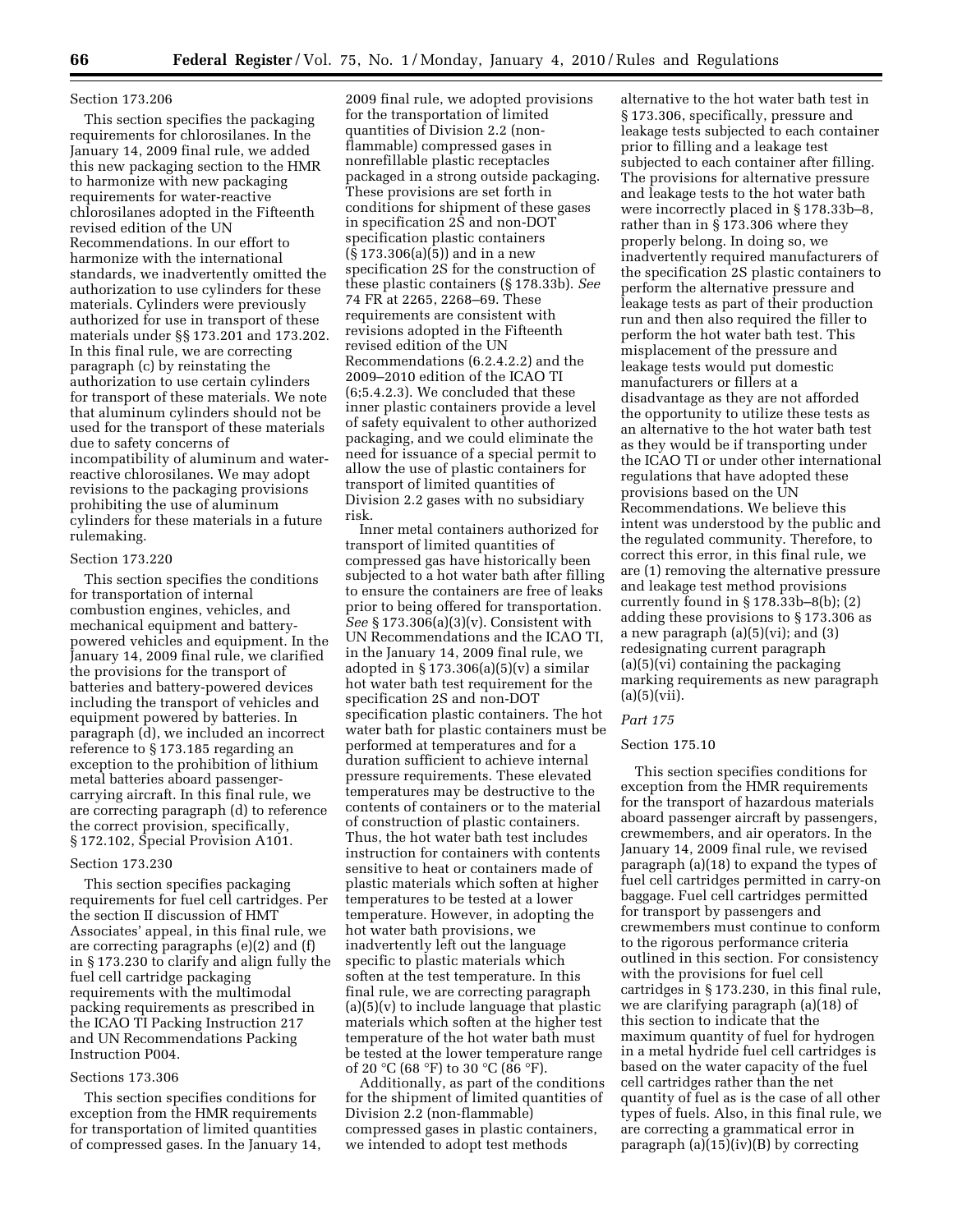Section 173.206

This section specifies the packaging requirements for chlorosilanes. In the January 14, 2009 final rule, we added this new packaging section to the HMR to harmonize with new packaging requirements for water-reactive chlorosilanes adopted in the Fifteenth revised edition of the UN Recommendations. In our effort to harmonize with the international standards, we inadvertently omitted the authorization to use cylinders for these materials. Cylinders were previously authorized for use in transport of these materials under §§ 173.201 and 173.202. In this final rule, we are correcting paragraph (c) by reinstating the authorization to use certain cylinders for transport of these materials. We note that aluminum cylinders should not be used for the transport of these materials due to safety concerns of incompatibility of aluminum and water-reactive chlorosilanes. We may adopt revisions to the packaging provisions prohibiting the use of aluminum cylinders for these materials in a future rulemaking.

Section 173.220

This section specifies the conditions for transportation of internal combustion engines, vehicles, and mechanical equipment and battery-powered vehicles and equipment. In the January 14, 2009 final rule, we clarified the provisions for the transport of batteries and battery-powered devices including the transport of vehicles and equipment powered by batteries. In paragraph (d), we included an incorrect reference to § 173.185 regarding an exception to the prohibition of lithium metal batteries aboard passenger-carrying aircraft. In this final rule, we are correcting paragraph (d) to reference the correct provision, specifically, § 172.102, Special Provision A101.

Section 173.230

This section specifies packaging requirements for fuel cell cartridges. Per the section II discussion of HMT Associates' appeal, in this final rule, we are correcting paragraphs (e)(2) and (f) in § 173.230 to clarify and align fully the fuel cell cartridge packaging requirements with the multimodal packing requirements as prescribed in the ICAO TI Packing Instruction 217 and UN Recommendations Packing Instruction P004.

Sections 173.306

This section specifies conditions for exception from the HMR requirements for transportation of limited quantities of compressed gases. In the January 14, 2009 final rule, we adopted provisions for the transportation of limited quantities of Division 2.2 (non-flammable) compressed gases in nonrefillable plastic receptacles packaged in a strong outside packaging. These provisions are set forth in conditions for shipment of these gases in specification 2S and non-DOT specification plastic containers (§ 173.306(a)(5)) and in a new specification 2S for the construction of these plastic containers (§ 178.33b). *See* 74 FR at 2265, 2268–69. These requirements are consistent with revisions adopted in the Fifteenth revised edition of the UN Recommendations (6.2.4.2.2) and the 2009–2010 edition of the ICAO TI (6;5.4.2.3). We concluded that these inner plastic containers provide a level of safety equivalent to other authorized packaging, and we could eliminate the need for issuance of a special permit to allow the use of plastic containers for transport of limited quantities of Division 2.2 gases with no subsidiary risk.

Inner metal containers authorized for transport of limited quantities of compressed gas have historically been subjected to a hot water bath after filling to ensure the containers are free of leaks prior to being offered for transportation. *See* § 173.306(a)(3)(v). Consistent with UN Recommendations and the ICAO TI, in the January 14, 2009 final rule, we adopted in § 173.306(a)(5)(v) a similar hot water bath test requirement for the specification 2S and non-DOT specification plastic containers. The hot water bath for plastic containers must be performed at temperatures and for a duration sufficient to achieve internal pressure requirements. These elevated temperatures may be destructive to the contents of containers or to the material of construction of plastic containers. Thus, the hot water bath test includes instruction for containers with contents sensitive to heat or containers made of plastic materials which soften at higher temperatures to be tested at a lower temperature. However, in adopting the hot water bath provisions, we inadvertently left out the language specific to plastic materials which soften at the test temperature. In this final rule, we are correcting paragraph (a)(5)(v) to include language that plastic materials which soften at the higher test temperature of the hot water bath must be tested at the lower temperature range of 20 °C (68 °F) to 30 °C (86 °F).

Additionally, as part of the conditions for the shipment of limited quantities of Division 2.2 (non-flammable) compressed gases in plastic containers, we intended to adopt test methods alternative to the hot water bath test in § 173.306, specifically, pressure and leakage tests subjected to each container prior to filling and a leakage test subjected to each container after filling. The provisions for alternative pressure and leakage tests to the hot water bath were incorrectly placed in § 178.33b–8, rather than in § 173.306 where they properly belong. In doing so, we inadvertently required manufacturers of the specification 2S plastic containers to perform the alternative pressure and leakage tests as part of their production run and then also required the filler to perform the hot water bath test. This misplacement of the pressure and leakage tests would put domestic manufacturers or fillers at a disadvantage as they are not afforded the opportunity to utilize these tests as an alternative to the hot water bath test as they would be if transporting under the ICAO TI or under other international regulations that have adopted these provisions based on the UN Recommendations. We believe this intent was understood by the public and the regulated community. Therefore, to correct this error, in this final rule, we are (1) removing the alternative pressure and leakage test method provisions currently found in § 178.33b–8(b); (2) adding these provisions to § 173.306 as a new paragraph (a)(5)(vi); and (3) redesignating current paragraph (a)(5)(vi) containing the packaging marking requirements as new paragraph (a)(5)(vii).

*Part 175*

Section 175.10

This section specifies conditions for exception from the HMR requirements for the transport of hazardous materials aboard passenger aircraft by passengers, crewmembers, and air operators. In the January 14, 2009 final rule, we revised paragraph (a)(18) to expand the types of fuel cell cartridges permitted in carry-on baggage. Fuel cell cartridges permitted for transport by passengers and crewmembers must continue to conform to the rigorous performance criteria outlined in this section. For consistency with the provisions for fuel cell cartridges in § 173.230, in this final rule, we are clarifying paragraph (a)(18) of this section to indicate that the maximum quantity of fuel for hydrogen in a metal hydride fuel cell cartridges is based on the water capacity of the fuel cell cartridges rather than the net quantity of fuel as is the case of all other types of fuels. Also, in this final rule, we are correcting a grammatical error in paragraph (a)(15)(iv)(B) by correcting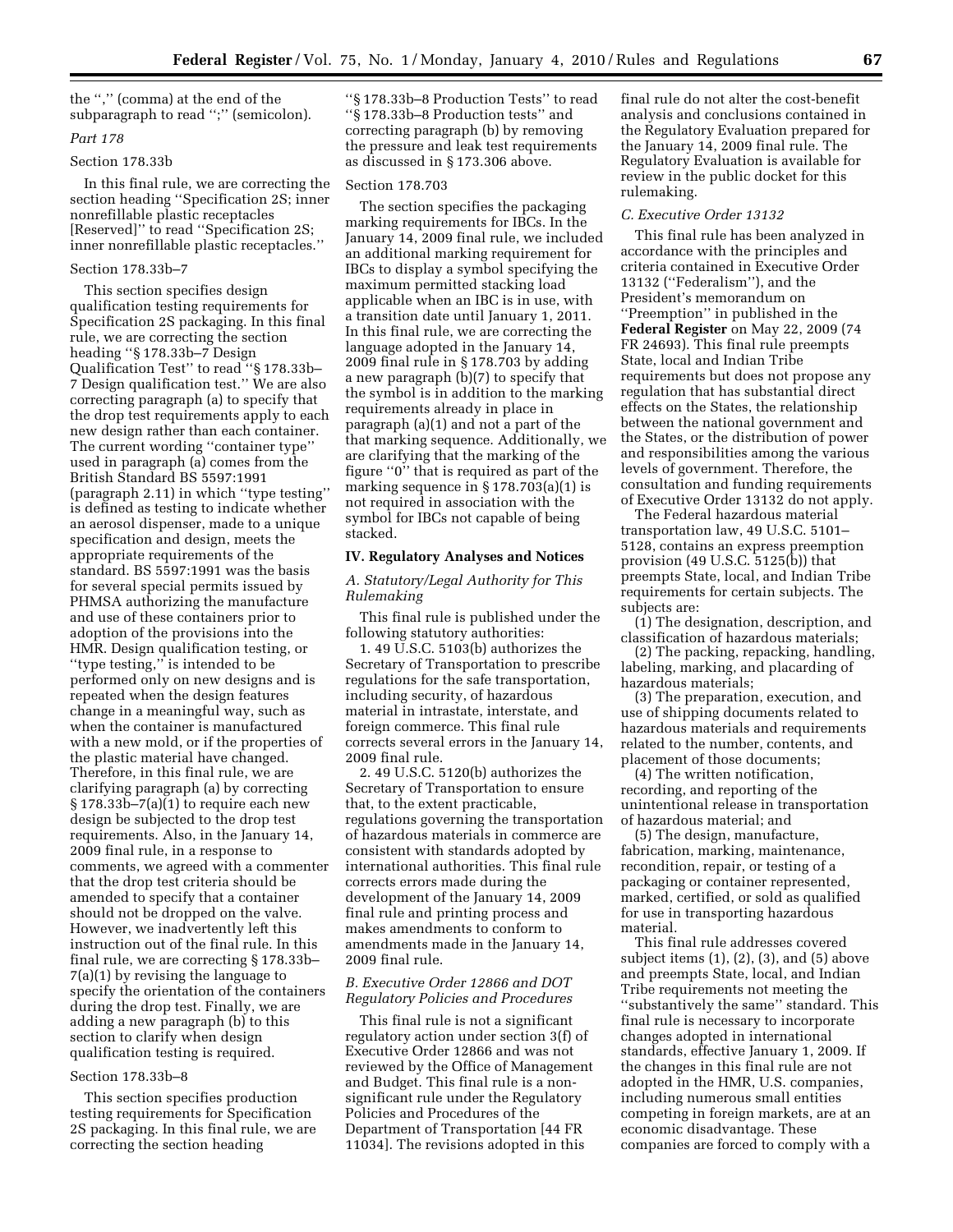the ",'' (comma) at the end of the subparagraph to read '';'' (semicolon).

*Part 178*

Section 178.33b

In this final rule, we are correcting the section heading ''Specification 2S; inner nonrefillable plastic receptacles [Reserved]'' to read ''Specification 2S; inner nonrefillable plastic receptacles.''

Section 178.33b–7

This section specifies design qualification testing requirements for Specification 2S packaging. In this final rule, we are correcting the section heading ''§ 178.33b–7 Design Qualification Test'' to read ''§ 178.33b–7 Design qualification test.'' We are also correcting paragraph (a) to specify that the drop test requirements apply to each new design rather than each container. The current wording ''container type'' used in paragraph (a) comes from the British Standard BS 5597:1991 (paragraph 2.11) in which ''type testing'' is defined as testing to indicate whether an aerosol dispenser, made to a unique specification and design, meets the appropriate requirements of the standard. BS 5597:1991 was the basis for several special permits issued by PHMSA authorizing the manufacture and use of these containers prior to adoption of the provisions into the HMR. Design qualification testing, or ''type testing,'' is intended to be performed only on new designs and is repeated when the design features change in a meaningful way, such as when the container is manufactured with a new mold, or if the properties of the plastic material have changed. Therefore, in this final rule, we are clarifying paragraph (a) by correcting § 178.33b–7(a)(1) to require each new design be subjected to the drop test requirements. Also, in the January 14, 2009 final rule, in a response to comments, we agreed with a commenter that the drop test criteria should be amended to specify that a container should not be dropped on the valve. However, we inadvertently left this instruction out of the final rule. In this final rule, we are correcting § 178.33b–7(a)(1) by revising the language to specify the orientation of the containers during the drop test. Finally, we are adding a new paragraph (b) to this section to clarify when design qualification testing is required.

Section 178.33b–8

This section specifies production testing requirements for Specification 2S packaging. In this final rule, we are correcting the section heading ''§ 178.33b–8 Production Tests'' to read ''§ 178.33b–8 Production tests'' and correcting paragraph (b) by removing the pressure and leak test requirements as discussed in § 173.306 above.

Section 178.703

The section specifies the packaging marking requirements for IBCs. In the January 14, 2009 final rule, we included an additional marking requirement for IBCs to display a symbol specifying the maximum permitted stacking load applicable when an IBC is in use, with a transition date until January 1, 2011. In this final rule, we are correcting the language adopted in the January 14, 2009 final rule in § 178.703 by adding a new paragraph (b)(7) to specify that the symbol is in addition to the marking requirements already in place in paragraph (a)(1) and not a part of the that marking sequence. Additionally, we are clarifying that the marking of the figure ''0'' that is required as part of the marking sequence in § 178.703(a)(1) is not required in association with the symbol for IBCs not capable of being stacked.

## IV. Regulatory Analyses and Notices

### *A. Statutory/Legal Authority for This Rulemaking*

This final rule is published under the following statutory authorities:

1. 49 U.S.C. 5103(b) authorizes the Secretary of Transportation to prescribe regulations for the safe transportation, including security, of hazardous material in intrastate, interstate, and foreign commerce. This final rule corrects several errors in the January 14, 2009 final rule.

2. 49 U.S.C. 5120(b) authorizes the Secretary of Transportation to ensure that, to the extent practicable, regulations governing the transportation of hazardous materials in commerce are consistent with standards adopted by international authorities. This final rule corrects errors made during the development of the January 14, 2009 final rule and printing process and makes amendments to conform to amendments made in the January 14, 2009 final rule.

### *B. Executive Order 12866 and DOT Regulatory Policies and Procedures*

This final rule is not a significant regulatory action under section 3(f) of Executive Order 12866 and was not reviewed by the Office of Management and Budget. This final rule is a non-significant rule under the Regulatory Policies and Procedures of the Department of Transportation [44 FR 11034]. The revisions adopted in this final rule do not alter the cost-benefit analysis and conclusions contained in the Regulatory Evaluation prepared for the January 14, 2009 final rule. The Regulatory Evaluation is available for review in the public docket for this rulemaking.

### *C. Executive Order 13132*

This final rule has been analyzed in accordance with the principles and criteria contained in Executive Order 13132 (''Federalism''), and the President's memorandum on ''Preemption'' in published in the **Federal Register** on May 22, 2009 (74 FR 24693). This final rule preempts State, local and Indian Tribe requirements but does not propose any regulation that has substantial direct effects on the States, the relationship between the national government and the States, or the distribution of power and responsibilities among the various levels of government. Therefore, the consultation and funding requirements of Executive Order 13132 do not apply.

The Federal hazardous material transportation law, 49 U.S.C. 5101–5128, contains an express preemption provision (49 U.S.C. 5125(b)) that preempts State, local, and Indian Tribe requirements for certain subjects. The subjects are:

(1) The designation, description, and classification of hazardous materials;

(2) The packing, repacking, handling, labeling, marking, and placarding of hazardous materials;

(3) The preparation, execution, and use of shipping documents related to hazardous materials and requirements related to the number, contents, and placement of those documents;

(4) The written notification, recording, and reporting of the unintentional release in transportation of hazardous material; and

(5) The design, manufacture, fabrication, marking, maintenance, recondition, repair, or testing of a packaging or container represented, marked, certified, or sold as qualified for use in transporting hazardous material.

This final rule addresses covered subject items (1), (2), (3), and (5) above and preempts State, local, and Indian Tribe requirements not meeting the ''substantively the same'' standard. This final rule is necessary to incorporate changes adopted in international standards, effective January 1, 2009. If the changes in this final rule are not adopted in the HMR, U.S. companies, including numerous small entities competing in foreign markets, are at an economic disadvantage. These companies are forced to comply with a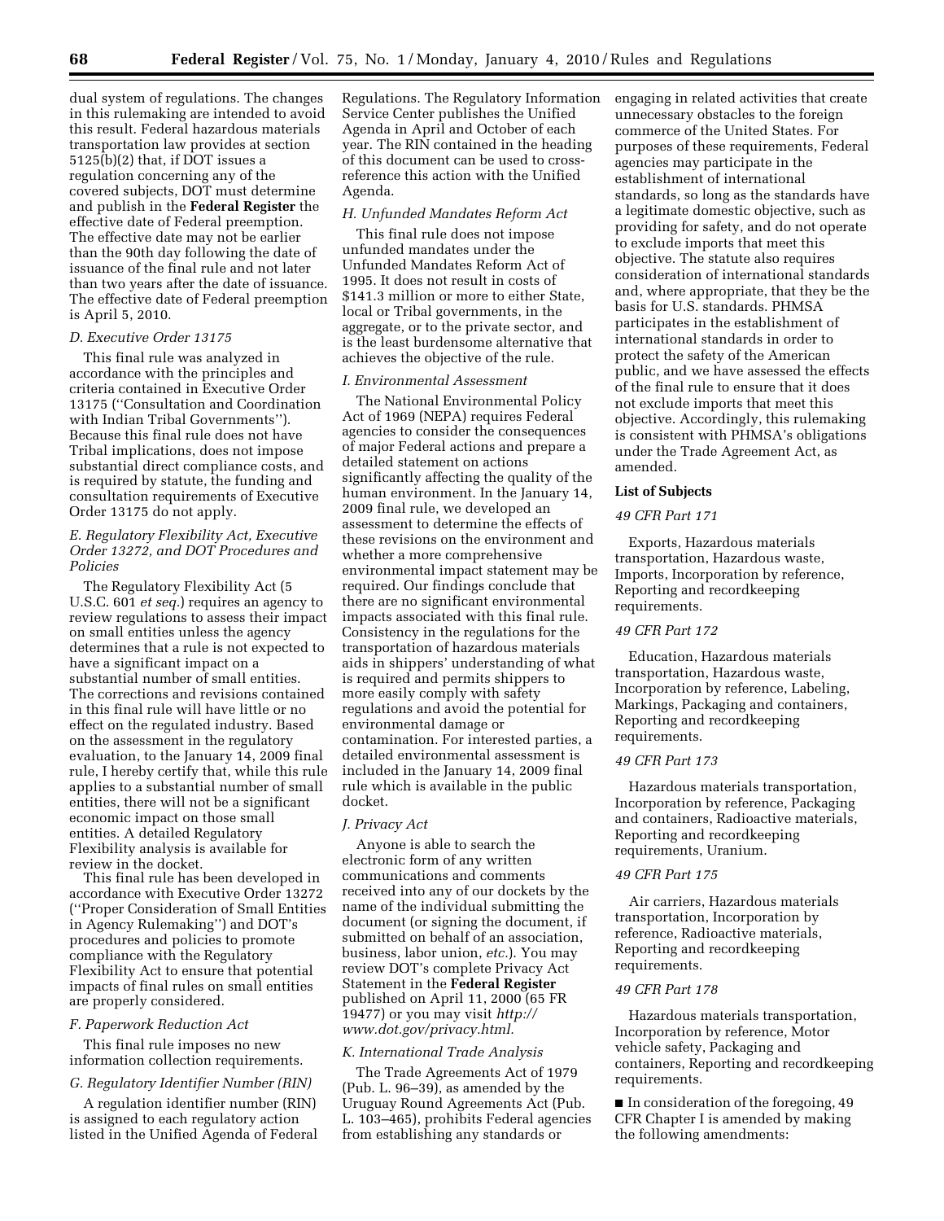dual system of regulations. The changes in this rulemaking are intended to avoid this result. Federal hazardous materials transportation law provides at section 5125(b)(2) that, if DOT issues a regulation concerning any of the covered subjects, DOT must determine and publish in the **Federal Register** the effective date of Federal preemption. The effective date may not be earlier than the 90th day following the date of issuance of the final rule and not later than two years after the date of issuance. The effective date of Federal preemption is April 5, 2010.

### *D. Executive Order 13175*

This final rule was analyzed in accordance with the principles and criteria contained in Executive Order 13175 (''Consultation and Coordination with Indian Tribal Governments''). Because this final rule does not have Tribal implications, does not impose substantial direct compliance costs, and is required by statute, the funding and consultation requirements of Executive Order 13175 do not apply.

### *E. Regulatory Flexibility Act, Executive Order 13272, and DOT Procedures and Policies*

The Regulatory Flexibility Act (5 U.S.C. 601 *et seq.*) requires an agency to review regulations to assess their impact on small entities unless the agency determines that a rule is not expected to have a significant impact on a substantial number of small entities. The corrections and revisions contained in this final rule will have little or no effect on the regulated industry. Based on the assessment in the regulatory evaluation, to the January 14, 2009 final rule, I hereby certify that, while this rule applies to a substantial number of small entities, there will not be a significant economic impact on those small entities. A detailed Regulatory Flexibility analysis is available for review in the docket.

This final rule has been developed in accordance with Executive Order 13272 (''Proper Consideration of Small Entities in Agency Rulemaking'') and DOT's procedures and policies to promote compliance with the Regulatory Flexibility Act to ensure that potential impacts of final rules on small entities are properly considered.

### *F. Paperwork Reduction Act*

This final rule imposes no new information collection requirements.

### *G. Regulatory Identifier Number (RIN)*

A regulation identifier number (RIN) is assigned to each regulatory action listed in the Unified Agenda of Federal Regulations. The Regulatory Information Service Center publishes the Unified Agenda in April and October of each year. The RIN contained in the heading of this document can be used to cross-reference this action with the Unified Agenda.

### *H. Unfunded Mandates Reform Act*

This final rule does not impose unfunded mandates under the Unfunded Mandates Reform Act of 1995. It does not result in costs of $141.3 million or more to either State, local or Tribal governments, in the aggregate, or to the private sector, and is the least burdensome alternative that achieves the objective of the rule.

### *I. Environmental Assessment*

The National Environmental Policy Act of 1969 (NEPA) requires Federal agencies to consider the consequences of major Federal actions and prepare a detailed statement on actions significantly affecting the quality of the human environment. In the January 14, 2009 final rule, we developed an assessment to determine the effects of these revisions on the environment and whether a more comprehensive environmental impact statement may be required. Our findings conclude that there are no significant environmental impacts associated with this final rule. Consistency in the regulations for the transportation of hazardous materials aids in shippers' understanding of what is required and permits shippers to more easily comply with safety regulations and avoid the potential for environmental damage or contamination. For interested parties, a detailed environmental assessment is included in the January 14, 2009 final rule which is available in the public docket.

### *J. Privacy Act*

Anyone is able to search the electronic form of any written communications and comments received into any of our dockets by the name of the individual submitting the document (or signing the document, if submitted on behalf of an association, business, labor union, *etc.*). You may review DOT's complete Privacy Act Statement in the **Federal Register** published on April 11, 2000 (65 FR 19477) or you may visit *http://www.dot.gov/privacy.html.*

### *K. International Trade Analysis*

The Trade Agreements Act of 1979 (Pub. L. 96–39), as amended by the Uruguay Round Agreements Act (Pub. L. 103–465), prohibits Federal agencies from establishing any standards or engaging in related activities that create unnecessary obstacles to the foreign commerce of the United States. For purposes of these requirements, Federal agencies may participate in the establishment of international standards, so long as the standards have a legitimate domestic objective, such as providing for safety, and do not operate to exclude imports that meet this objective. The statute also requires consideration of international standards and, where appropriate, that they be the basis for U.S. standards. PHMSA participates in the establishment of international standards in order to protect the safety of the American public, and we have assessed the effects of the final rule to ensure that it does not exclude imports that meet this objective. Accordingly, this rulemaking is consistent with PHMSA's obligations under the Trade Agreement Act, as amended.

## List of Subjects

### *49 CFR Part 171*

Exports, Hazardous materials transportation, Hazardous waste, Imports, Incorporation by reference, Reporting and recordkeeping requirements.

### *49 CFR Part 172*

Education, Hazardous materials transportation, Hazardous waste, Incorporation by reference, Labeling, Markings, Packaging and containers, Reporting and recordkeeping requirements.

### *49 CFR Part 173*

Hazardous materials transportation, Incorporation by reference, Packaging and containers, Radioactive materials, Reporting and recordkeeping requirements, Uranium.

### *49 CFR Part 175*

Air carriers, Hazardous materials transportation, Incorporation by reference, Radioactive materials, Reporting and recordkeeping requirements.

### *49 CFR Part 178*

Hazardous materials transportation, Incorporation by reference, Motor vehicle safety, Packaging and containers, Reporting and recordkeeping requirements.

■ In consideration of the foregoing, 49 CFR Chapter I is amended by making the following amendments: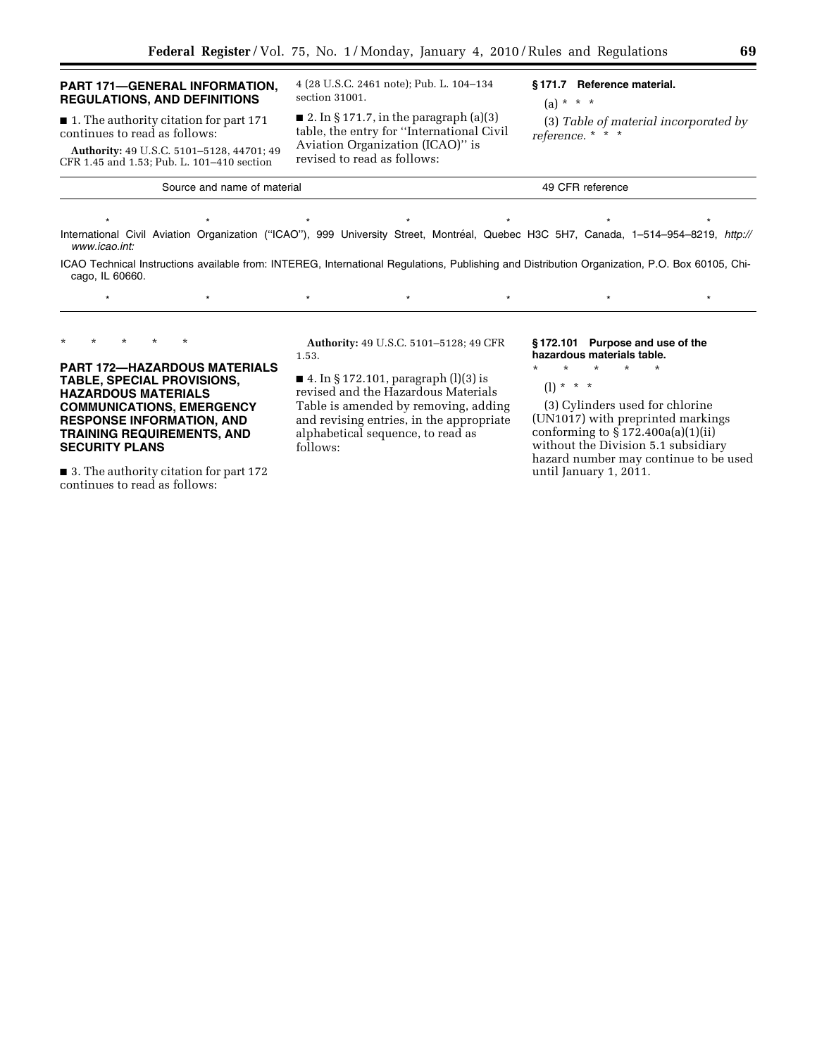## PART 171—GENERAL INFORMATION, REGULATIONS, AND DEFINITIONS

■ 1. The authority citation for part 171 continues to read as follows:

**Authority:** 49 U.S.C. 5101–5128, 44701; 49 CFR 1.45 and 1.53; Pub. L. 101–410 section 4 (28 U.S.C. 2461 note); Pub. L. 104–134 section 31001.

■ 2. In § 171.7, in the paragraph (a)(3) table, the entry for ''International Civil Aviation Organization (ICAO)'' is revised to read as follows:

### § 171.7 Reference material.

(a) * * *

(3) *Table of material incorporated by reference.* * * *

| Source and name of material | 49 CFR reference |
|---|---|
| * * * * * * * | |
| International Civil Aviation Organization (''ICAO''), 999 University Street, Montréal, Quebec H3C 5H7, Canada, 1–514–954–8219, *http://www.icao.int:* | |
| ICAO Technical Instructions available from: INTEREG, International Regulations, Publishing and Distribution Organization, P.O. Box 60105, Chicago, IL 60660. | |
| * * * * * * * | |

\* \* \* \* \*

## PART 172—HAZARDOUS MATERIALS TABLE, SPECIAL PROVISIONS, HAZARDOUS MATERIALS COMMUNICATIONS, EMERGENCY RESPONSE INFORMATION, AND TRAINING REQUIREMENTS, AND SECURITY PLANS

■ 3. The authority citation for part 172 continues to read as follows:

**Authority:** 49 U.S.C. 5101–5128; 49 CFR 1.53.

■ 4. In § 172.101, paragraph (l)(3) is revised and the Hazardous Materials Table is amended by removing, adding and revising entries, in the appropriate alphabetical sequence, to read as follows:

### § 172.101 Purpose and use of the hazardous materials table.

\* \* \* \* \*

(l) * * *

(3) Cylinders used for chlorine (UN1017) with preprinted markings conforming to § 172.400a(a)(1)(ii) without the Division 5.1 subsidiary hazard number may continue to be used until January 1, 2011.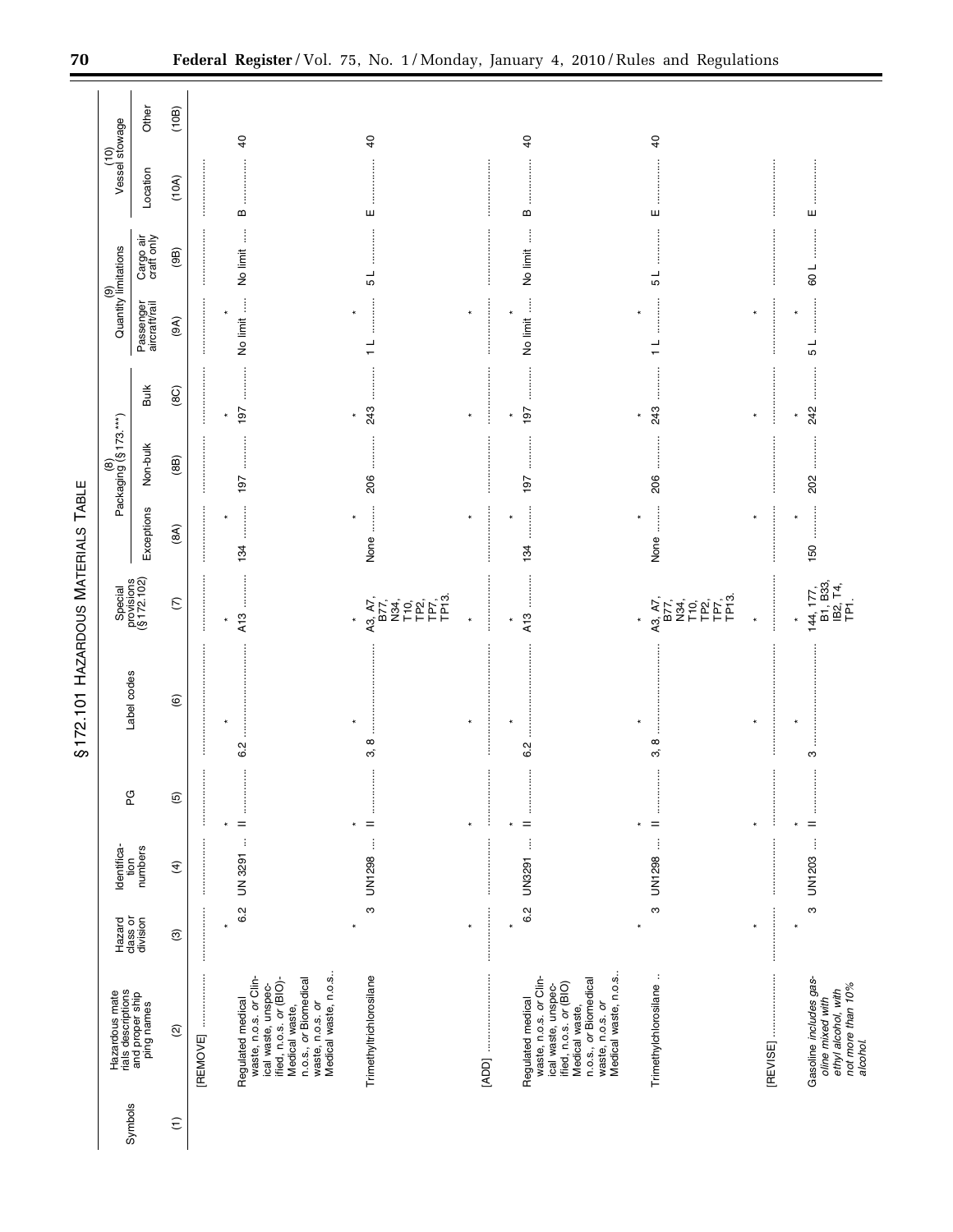## §172.101 HAZARDOUS MATERIALS TABLE

| Symbols | Hazardous materials descriptions and proper shipping names | Hazard class or division | Identification numbers | PG | Label codes | Special provisions (§172.102) | (8) Packaging (§173.***) | | | (9) Quantity limitations | | (10) Vessel stowage | |
|---|---|---|---|---|---|---|---|---|---|---|---|---|---|
| | | | | | | | Exceptions | Non-bulk | Bulk | Passenger aircraft/rail | Cargo air craft only | Location | Other |
| (1) | (2) | (3) | (4) | (5) | (6) | (7) | (8A) | (8B) | (8C) | (9A) | (9B) | (10A) | (10B) |
| | [REMOVE] | | | | | | | | | | | | |
| * | * | * | * | * | * | * | | | | | | | |
| | Regulated medical waste, n.o.s. *or* Clinical waste, unspecified, n.o.s. *or* (BIO)-Medical waste, n.o.s., *or* Biomedical waste, n.o.s. *or* Medical waste, n.o.s. | 6.2 | UN 3291 | II | 6.2 | A13 | 134 | 197 | 197 | No limit | No limit | B | 40 |
| * | * | * | * | * | * | * | | | | | | | |
| | Trimethyltrichlorosilane | 3 | UN1298 | II | 3, 8 | A3, A7, B77, N34, T10, TP2, TP7, TP13. | None | 206 | 243 | 1 L | 5 L | E | 40 |
| * | * | * | * | * | * | * | | | | | | | |
| | [ADD] | | | | | | | | | | | | |
| * | * | * | * | * | * | * | | | | | | | |
| | Regulated medical waste, n.o.s. *or* Clinical waste, unspecified, n.o.s. *or* (BIO) Medical waste, n.o.s., *or* Biomedical waste, n.o.s. *or* Medical waste, n.o.s. | 6.2 | UN3291 | II | 6.2 | A13 | 134 | 197 | 197 | No limit | No limit | B | 40 |
| * | * | * | * | * | * | * | | | | | | | |
| | Trimethylchlorosilane | 3 | UN1298 | II | 3, 8 | A3, A7, B77, N34, T10, TP2, TP7, TP13. | None | 206 | 243 | 1 L | 5 L | E | 40 |
| * | * | * | * | * | * | * | | | | | | | |
| | [REVISE] | | | | | | | | | | | | |
| * | * | * | * | * | * | * | | | | | | | |
| | Gasoline *includes gasoline mixed with ethyl alcohol, with not more than 10% alcohol.* | 3 | UN1203 | II | 3 | 144, 177, B1, B33, IB2, T4, TP1. | 150 | 202 | 242 | 5 L | 60 L | E | |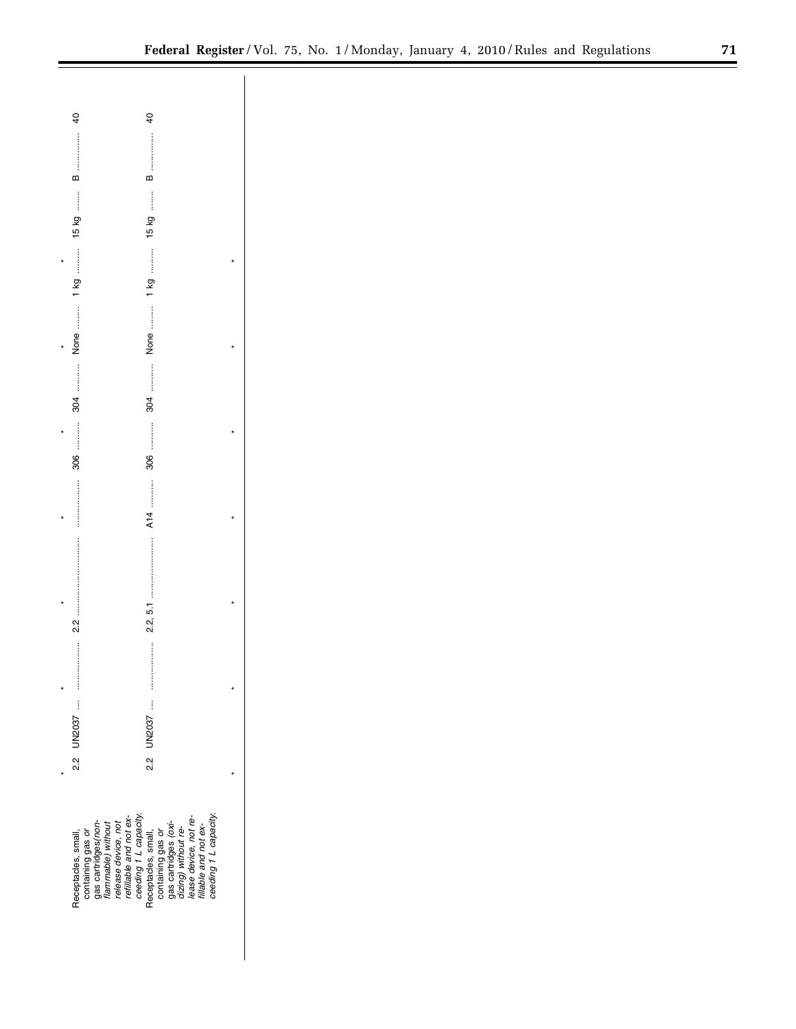| | | | | | | | | | | |
|---|---|---|---|---|---|---|---|---|---|---|
| * | * | * | * | * | * | * | * | * | | |
| Receptacles, small, containing gas or *gas cartridges(non-flammable) without release device, not refillable and not exceeding 1 L capacity.* | 2.2 | UN2037 | | 2.2 | | 306 | 304 | None | 1 kg | 15 kg | B | 40 |
| Receptacles, small, containing gas or *gas cartridges (oxidizing) without release device, not refillable and not exceeding 1 L capacity.* | 2.2 | UN2037 | | 2.2, 5.1 | A14 | 306 | 304 | None | 1 kg | 15 kg | B | 40 |
| * | * | * | * | * | * | * | * | * | | |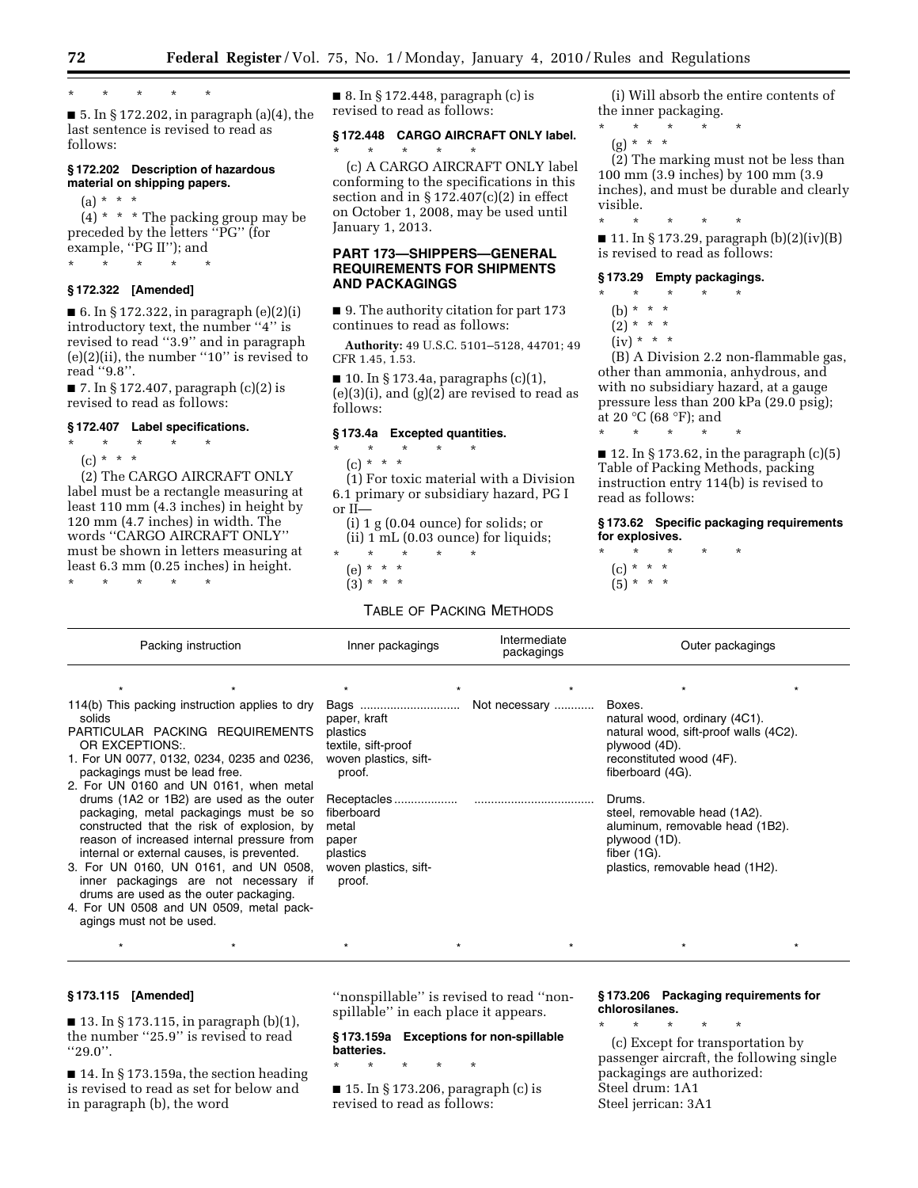\* \* \* \* \*

■ 5. In § 172.202, in paragraph (a)(4), the last sentence is revised to read as follows:

### § 172.202 Description of hazardous material on shipping papers.

(a) \* \* \*

(4) \* \* \* The packing group may be preceded by the letters "PG" (for example, "PG II"); and

\* \* \* \* \*

### § 172.322 [Amended]

■ 6. In § 172.322, in paragraph (e)(2)(i) introductory text, the number "4" is revised to read "3.9" and in paragraph (e)(2)(ii), the number "10" is revised to read "9.8".

■ 7. In § 172.407, paragraph (c)(2) is revised to read as follows:

### § 172.407 Label specifications.

\* \* \* \* \*

(c) \* \* \*

(2) The CARGO AIRCRAFT ONLY label must be a rectangle measuring at least 110 mm (4.3 inches) in height by 120 mm (4.7 inches) in width. The words "CARGO AIRCRAFT ONLY" must be shown in letters measuring at least 6.3 mm (0.25 inches) in height.

\* \* \* \* \*

■ 8. In § 172.448, paragraph (c) is revised to read as follows:

### § 172.448 CARGO AIRCRAFT ONLY label.

\* \* \* \* \*

(c) A CARGO AIRCRAFT ONLY label conforming to the specifications in this section and in § 172.407(c)(2) in effect on October 1, 2008, may be used until January 1, 2013.

## PART 173—SHIPPERS—GENERAL REQUIREMENTS FOR SHIPMENTS AND PACKAGINGS

■ 9. The authority citation for part 173 continues to read as follows:

**Authority:** 49 U.S.C. 5101–5128, 44701; 49 CFR 1.45, 1.53.

■ 10. In § 173.4a, paragraphs (c)(1), (e)(3)(i), and (g)(2) are revised to read as follows:

### § 173.4a Excepted quantities.

\* \* \* \* \*

(c) \* \* \*

(1) For toxic material with a Division 6.1 primary or subsidiary hazard, PG I or II—

(i) 1 g (0.04 ounce) for solids; or

(ii) 1 mL (0.03 ounce) for liquids;

\* \* \* \* \*

(e) \* \* \*

(3) \* \* \*

(i) Will absorb the entire contents of the inner packaging.

\* \* \* \* \*

(g) \* \* \*

(2) The marking must not be less than 100 mm (3.9 inches) by 100 mm (3.9 inches), and must be durable and clearly visible.

\* \* \* \* \*

■ 11. In § 173.29, paragraph (b)(2)(iv)(B) is revised to read as follows:

### § 173.29 Empty packagings.

\* \* \* \* \*

(b) \* \* \*

(2) \* \* \*

(iv) \* \* \*

(B) A Division 2.2 non-flammable gas, other than ammonia, anhydrous, and with no subsidiary hazard, at a gauge pressure less than 200 kPa (29.0 psig); at 20 °C (68 °F); and

\* \* \* \* \*

■ 12. In § 173.62, in the paragraph (c)(5) Table of Packing Methods, packing instruction entry 114(b) is revised to read as follows:

### § 173.62 Specific packaging requirements for explosives.

\* \* \* \* \*

(c) \* \* \*

(5) \* \* \*

TABLE OF PACKING METHODS

| Packing instruction | Inner packagings | Intermediate packagings | Outer packagings |
|---|---|---|---|
| \* \* | \* \* | \* | \* \* |
| 114(b) This packing instruction applies to dry solids<br>PARTICULAR PACKING REQUIREMENTS OR EXCEPTIONS:.<br>1. For UN 0077, 0132, 0234, 0235 and 0236, packagings must be lead free.<br>2. For UN 0160 and UN 0161, when metal drums (1A2 or 1B2) are used as the outer packaging, metal packagings must be so constructed that the risk of explosion, by reason of increased internal pressure from internal or external causes, is prevented.<br>3. For UN 0160, UN 0161, and UN 0508, inner packagings are not necessary if drums are used as the outer packaging.<br>4. For UN 0508 and UN 0509, metal packagings must not be used. | Bags<br>paper, kraft<br>plastics<br>textile, sift-proof<br>woven plastics, sift-proof.<br><br>Receptacles<br>fiberboard<br>metal<br>paper<br>plastics<br>woven plastics, sift-proof. | Not necessary | Boxes.<br>natural wood, ordinary (4C1).<br>natural wood, sift-proof walls (4C2).<br>plywood (4D).<br>reconstituted wood (4F).<br>fiberboard (4G).<br><br>Drums.<br>steel, removable head (1A2).<br>aluminum, removable head (1B2).<br>plywood (1D).<br>fiber (1G).<br>plastics, removable head (1H2). |
| \* \* | \* \* | \* | \* \* |

### § 173.115 [Amended]

■ 13. In § 173.115, in paragraph (b)(1), the number "25.9" is revised to read "29.0".

■ 14. In § 173.159a, the section heading is revised to read as set for below and in paragraph (b), the word "nonspillable" is revised to read "non-spillable" in each place it appears.

### § 173.159a Exceptions for non-spillable batteries.

\* \* \* \* \*

■ 15. In § 173.206, paragraph (c) is revised to read as follows:

### § 173.206 Packaging requirements for chlorosilanes.

\* \* \* \* \*

(c) Except for transportation by passenger aircraft, the following single packagings are authorized:
Steel drum: 1A1
Steel jerrican: 3A1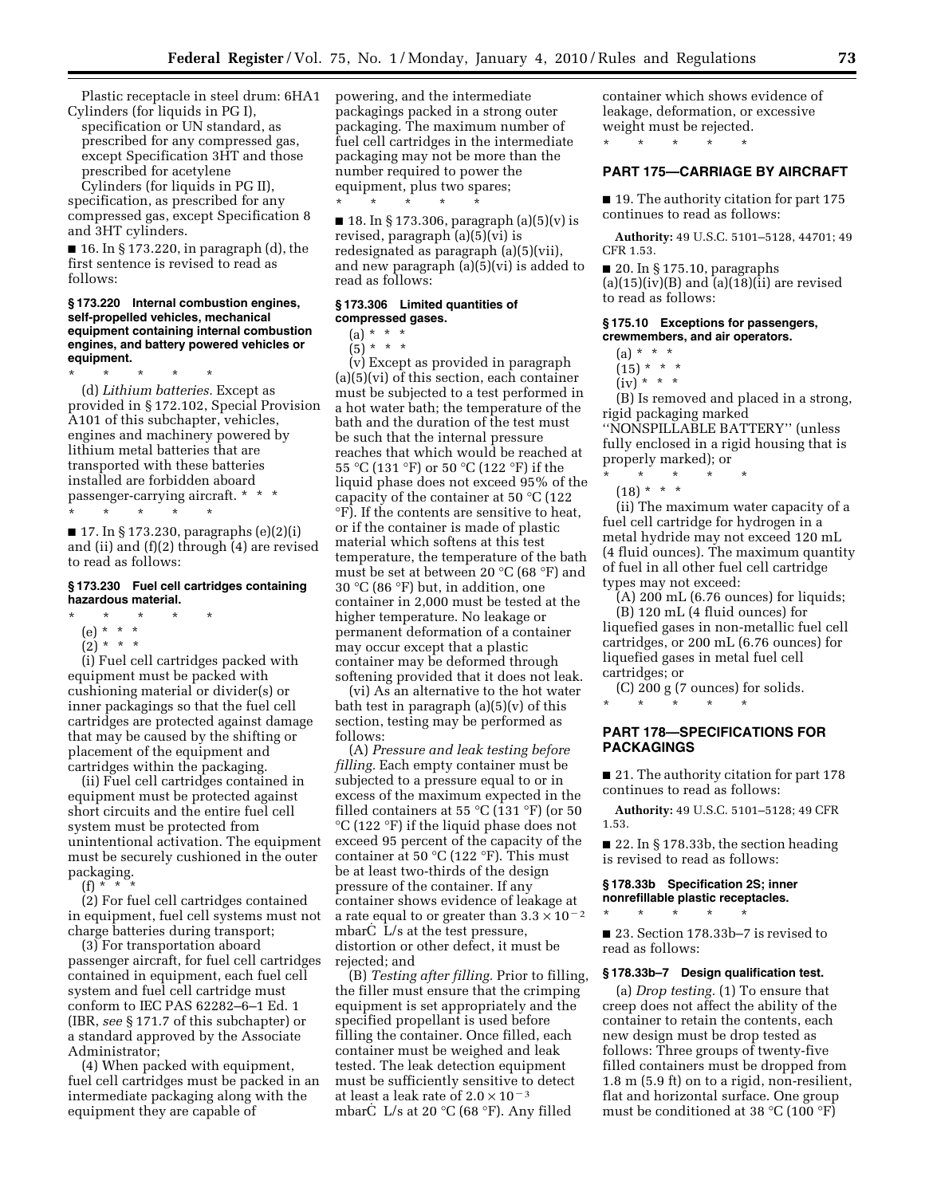Plastic receptacle in steel drum: 6HA1

Cylinders (for liquids in PG I), specification or UN standard, as prescribed for any compressed gas, except Specification 3HT and those prescribed for acetylene

Cylinders (for liquids in PG II), specification, as prescribed for any compressed gas, except Specification 8 and 3HT cylinders.

■ 16. In § 173.220, in paragraph (d), the first sentence is revised to read as follows:

**§ 173.220 Internal combustion engines, self-propelled vehicles, mechanical equipment containing internal combustion engines, and battery powered vehicles or equipment.**

\* \* \* \* \*

(d) *Lithium batteries.* Except as provided in § 172.102, Special Provision A101 of this subchapter, vehicles, engines and machinery powered by lithium metal batteries that are transported with these batteries installed are forbidden aboard passenger-carrying aircraft. \* \* \*

\* \* \* \* \*

■ 17. In § 173.230, paragraphs (e)(2)(i) and (ii) and (f)(2) through (4) are revised to read as follows:

**§ 173.230 Fuel cell cartridges containing hazardous material.**

\* \* \* \* \*

(e) \* \* \*

(2) \* \* \*

(i) Fuel cell cartridges packed with equipment must be packed with cushioning material or divider(s) or inner packagings so that the fuel cell cartridges are protected against damage that may be caused by the shifting or placement of the equipment and cartridges within the packaging.

(ii) Fuel cell cartridges contained in equipment must be protected against short circuits and the entire fuel cell system must be protected from unintentional activation. The equipment must be securely cushioned in the outer packaging.

(f) \* \* \*

(2) For fuel cell cartridges contained in equipment, fuel cell systems must not charge batteries during transport;

(3) For transportation aboard passenger aircraft, for fuel cell cartridges contained in equipment, each fuel cell system and fuel cell cartridge must conform to IEC PAS 62282–6–1 Ed. 1 (IBR, *see* § 171.7 of this subchapter) or a standard approved by the Associate Administrator;

(4) When packed with equipment, fuel cell cartridges must be packed in an intermediate packaging along with the equipment they are capable of powering, and the intermediate packagings packed in a strong outer packaging. The maximum number of fuel cell cartridges in the intermediate packaging may not be more than the number required to power the equipment, plus two spares;

\* \* \* \* \*

■ 18. In § 173.306, paragraph (a)(5)(v) is revised, paragraph (a)(5)(vi) is redesignated as paragraph (a)(5)(vii), and new paragraph (a)(5)(vi) is added to read as follows:

**§ 173.306 Limited quantities of compressed gases.**

(a) \* \* \*

(5) \* \* \*

(v) Except as provided in paragraph (a)(5)(vi) of this section, each container must be subjected to a test performed in a hot water bath; the temperature of the bath and the duration of the test must be such that the internal pressure reaches that which would be reached at 55 °C (131 °F) or 50 °C (122 °F) if the liquid phase does not exceed 95% of the capacity of the container at 50 °C (122 °F). If the contents are sensitive to heat, or if the container is made of plastic material which softens at this test temperature, the temperature of the bath must be set at between 20 °C (68 °F) and 30 °C (86 °F) but, in addition, one container in 2,000 must be tested at the higher temperature. No leakage or permanent deformation of a container may occur except that a plastic container may be deformed through softening provided that it does not leak.

(vi) As an alternative to the hot water bath test in paragraph (a)(5)(v) of this section, testing may be performed as follows:

(A) *Pressure and leak testing before filling.* Each empty container must be subjected to a pressure equal to or in excess of the maximum expected in the filled containers at 55 °C (131 °F) (or 50 °C (122 °F) if the liquid phase does not exceed 95 percent of the capacity of the container at 50 °C (122 °F). This must be at least two-thirds of the design pressure of the container. If any container shows evidence of leakage at a rate equal to or greater than $3.3 \times 10^{-2}$ mbarĊ L/s at the test pressure, distortion or other defect, it must be rejected; and

(B) *Testing after filling.* Prior to filling, the filler must ensure that the crimping equipment is set appropriately and the specified propellant is used before filling the container. Once filled, each container must be weighed and leak tested. The leak detection equipment must be sufficiently sensitive to detect at least a leak rate of $2.0 \times 10^{-3}$ mbarĊ L/s at 20 °C (68 °F). Any filled container which shows evidence of leakage, deformation, or excessive weight must be rejected.

\* \* \* \* \*

## PART 175—CARRIAGE BY AIRCRAFT

■ 19. The authority citation for part 175 continues to read as follows:

**Authority:** 49 U.S.C. 5101–5128, 44701; 49 CFR 1.53.

■ 20. In § 175.10, paragraphs (a)(15)(iv)(B) and (a)(18)(ii) are revised to read as follows:

**§ 175.10 Exceptions for passengers, crewmembers, and air operators.**

(a) \* \* \*

(15) \* \* \*

(iv) \* \* \*

(B) Is removed and placed in a strong, rigid packaging marked ''NONSPILLABLE BATTERY'' (unless fully enclosed in a rigid housing that is properly marked); or

\* \* \* \* \*

(18) \* \* \*

(ii) The maximum water capacity of a fuel cell cartridge for hydrogen in a metal hydride may not exceed 120 mL (4 fluid ounces). The maximum quantity of fuel in all other fuel cell cartridge types may not exceed:

(A) 200 mL (6.76 ounces) for liquids;

(B) 120 mL (4 fluid ounces) for liquefied gases in non-metallic fuel cell cartridges, or 200 mL (6.76 ounces) for liquefied gases in metal fuel cell cartridges; or

(C) 200 g (7 ounces) for solids.

\* \* \* \* \*

## PART 178—SPECIFICATIONS FOR PACKAGINGS

■ 21. The authority citation for part 178 continues to read as follows:

**Authority:** 49 U.S.C. 5101–5128; 49 CFR 1.53.

■ 22. In § 178.33b, the section heading is revised to read as follows:

**§ 178.33b Specification 2S; inner nonrefillable plastic receptacles.**

\* \* \* \* \*

■ 23. Section 178.33b–7 is revised to read as follows:

**§ 178.33b–7 Design qualification test.**

(a) *Drop testing.* (1) To ensure that creep does not affect the ability of the container to retain the contents, each new design must be drop tested as follows: Three groups of twenty-five filled containers must be dropped from 1.8 m (5.9 ft) on to a rigid, non-resilient, flat and horizontal surface. One group must be conditioned at 38 °C (100 °F)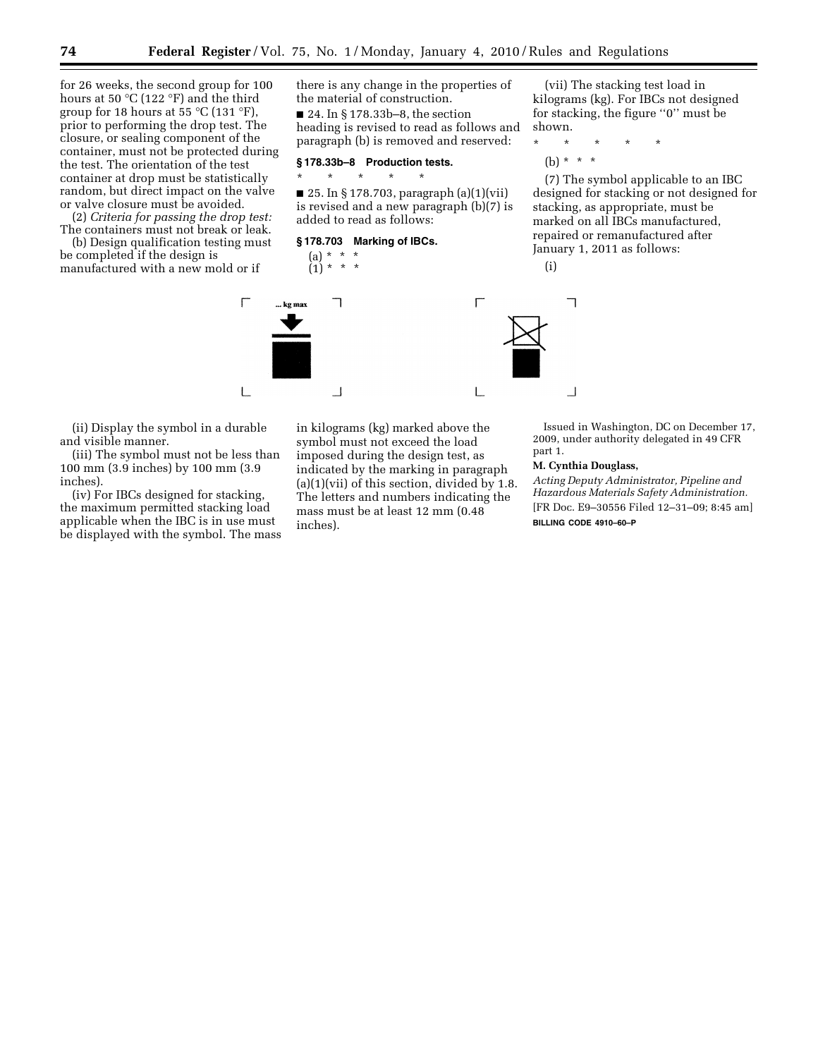for 26 weeks, the second group for 100 hours at 50 °C (122 °F) and the third group for 18 hours at 55 °C (131 °F), prior to performing the drop test. The closure, or sealing component of the container, must not be protected during the test. The orientation of the test container at drop must be statistically random, but direct impact on the valve or valve closure must be avoided.

(2) *Criteria for passing the drop test:* The containers must not break or leak.

(b) Design qualification testing must be completed if the design is manufactured with a new mold or if there is any change in the properties of the material of construction.

■ 24. In § 178.33b–8, the section heading is revised to read as follows and paragraph (b) is removed and reserved:

**§ 178.33b–8 Production tests.**

\* \* \* \* \*

■ 25. In § 178.703, paragraph (a)(1)(vii) is revised and a new paragraph (b)(7) is added to read as follows:

**§ 178.703 Marking of IBCs.**

(a) \* \* \*

(1) \* \* \*

(vii) The stacking test load in kilograms (kg). For IBCs not designed for stacking, the figure ''0'' must be shown.

\* \* \* \* \*

(b) \* \* \*

(7) The symbol applicable to an IBC designed for stacking or not designed for stacking, as appropriate, must be marked on all IBCs manufactured, repaired or remanufactured after January 1, 2011 as follows:

(i)

... kg max

(ii) Display the symbol in a durable and visible manner.

(iii) The symbol must not be less than 100 mm (3.9 inches) by 100 mm (3.9 inches).

(iv) For IBCs designed for stacking, the maximum permitted stacking load applicable when the IBC is in use must be displayed with the symbol. The mass in kilograms (kg) marked above the symbol must not exceed the load imposed during the design test, as indicated by the marking in paragraph (a)(1)(vii) of this section, divided by 1.8. The letters and numbers indicating the mass must be at least 12 mm (0.48 inches).

Issued in Washington, DC on December 17, 2009, under authority delegated in 49 CFR part 1.

**M. Cynthia Douglass,**

*Acting Deputy Administrator, Pipeline and Hazardous Materials Safety Administration.*

[FR Doc. E9–30556 Filed 12–31–09; 8:45 am]

**BILLING CODE 4910–60–P**